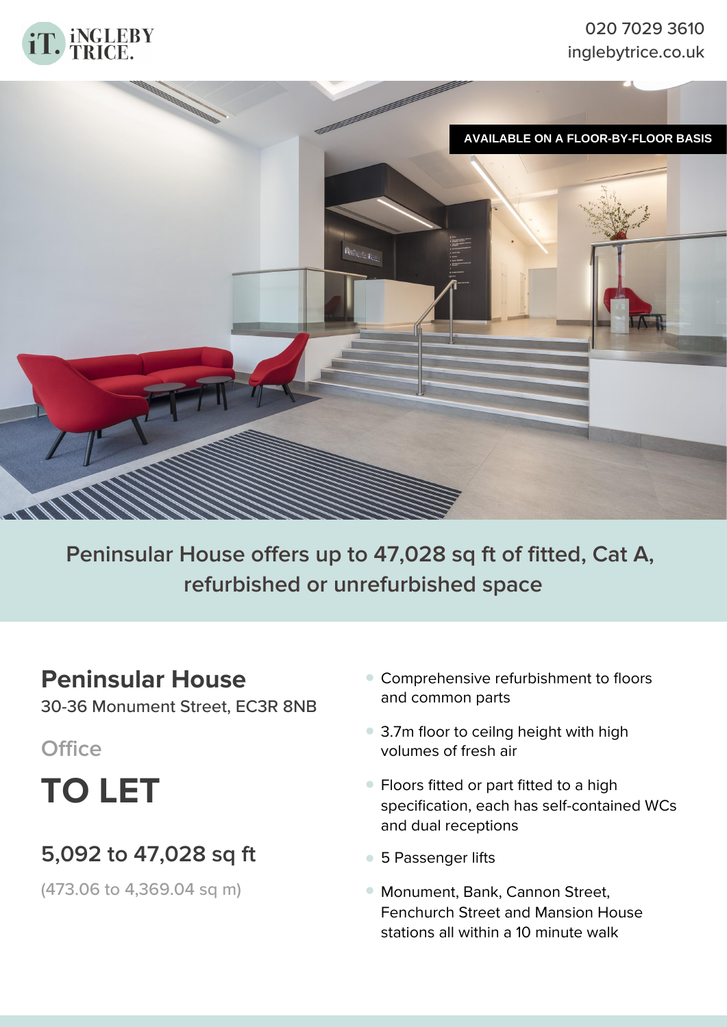iT. INGLEBY TRICE.

020 7029 3610
inglebytrice.co.uk

AVAILABLE ON A FLOOR-BY-FLOOR BASIS

Peninsular House offers up to 47,028 sq ft of fitted, Cat A, refurbished or unrefurbished space

# Peninsular House

30-36 Monument Street, EC3R 8NB

Office

# TO LET

## 5,092 to 47,028 sq ft

(473.06 to 4,369.04 sq m)

- Comprehensive refurbishment to floors and common parts
- 3.7m floor to ceilng height with high volumes of fresh air
- Floors fitted or part fitted to a high specification, each has self-contained WCs and dual receptions
- 5 Passenger lifts
- Monument, Bank, Cannon Street, Fenchurch Street and Mansion House stations all within a 10 minute walk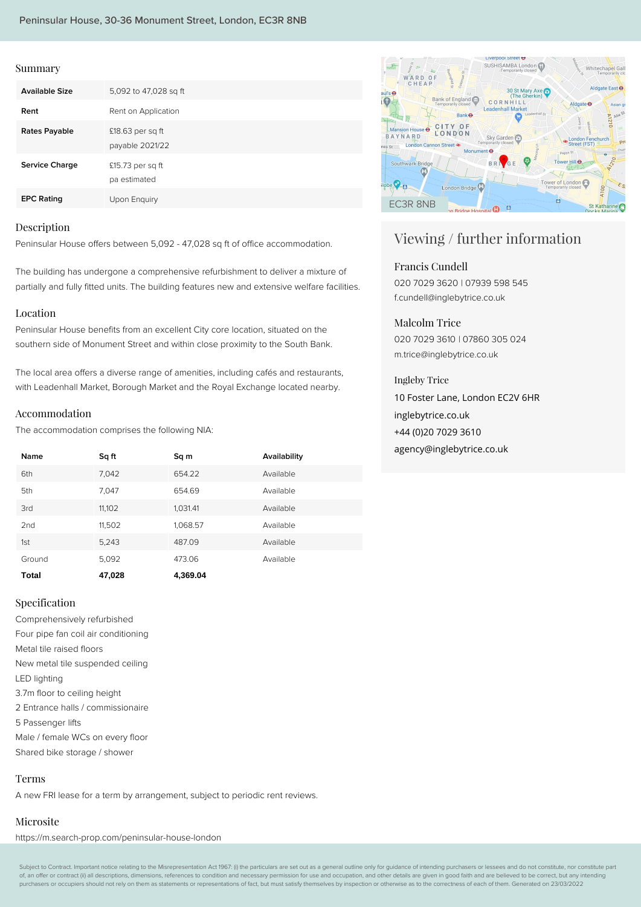# Peninsular House, 30-36 Monument Street, London, EC3R 8NB

## Summary

| | |
|---|---|
| **Available Size** | 5,092 to 47,028 sq ft |
| **Rent** | Rent on Application |
| **Rates Payable** | £18.63 per sq ft payable 2021/22 |
| **Service Charge** | £15.73 per sq ft pa estimated |
| **EPC Rating** | Upon Enquiry |

## Description

Peninsular House offers between 5,092 - 47,028 sq ft of office accommodation.

The building has undergone a comprehensive refurbishment to deliver a mixture of partially and fully fitted units. The building features new and extensive welfare facilities.

## Location

Peninsular House benefits from an excellent City core location, situated on the southern side of Monument Street and within close proximity to the South Bank.

The local area offers a diverse range of amenities, including cafés and restaurants, with Leadenhall Market, Borough Market and the Royal Exchange located nearby.

## Accommodation

The accommodation comprises the following NIA:

| Name | Sq ft | Sq m | Availability |
|---|---|---|---|
| 6th | 7,042 | 654.22 | Available |
| 5th | 7,047 | 654.69 | Available |
| 3rd | 11,102 | 1,031.41 | Available |
| 2nd | 11,502 | 1,068.57 | Available |
| 1st | 5,243 | 487.09 | Available |
| Ground | 5,092 | 473.06 | Available |
| **Total** | **47,028** | **4,369.04** | |

## Specification

Comprehensively refurbished
Four pipe fan coil air conditioning
Metal tile raised floors
New metal tile suspended ceiling
LED lighting
3.7m floor to ceiling height
2 Entrance halls / commissionaire
5 Passenger lifts
Male / female WCs on every floor
Shared bike storage / shower

## Terms

A new FRI lease for a term by arrangement, subject to periodic rent reviews.

## Microsite

https://m.search-prop.com/peninsular-house-london

EC3R 8NB

## Viewing / further information

**Francis Cundell**
020 7029 3620 | 07939 598 545
f.cundell@inglebytrice.co.uk

**Malcolm Trice**
020 7029 3610 | 07860 305 024
m.trice@inglebytrice.co.uk

**Ingleby Trice**
10 Foster Lane, London EC2V 6HR
inglebytrice.co.uk
+44 (0)20 7029 3610
agency@inglebytrice.co.uk

Subject to Contract. Important notice relating to the Misrepresentation Act 1967: (i) the particulars are set out as a general outline only for guidance of intending purchasers or lessees and do not constitute, nor constitute part of, an offer or contract (ii) all descriptions, dimensions, references to condition and necessary permission for use and occupation, and other details are given in good faith and are believed to be correct, but any intending purchasers or occupiers should not rely on them as statements or representations of fact, but must satisfy themselves by inspection or otherwise as to the correctness of each of them. Generated on 23/03/2022